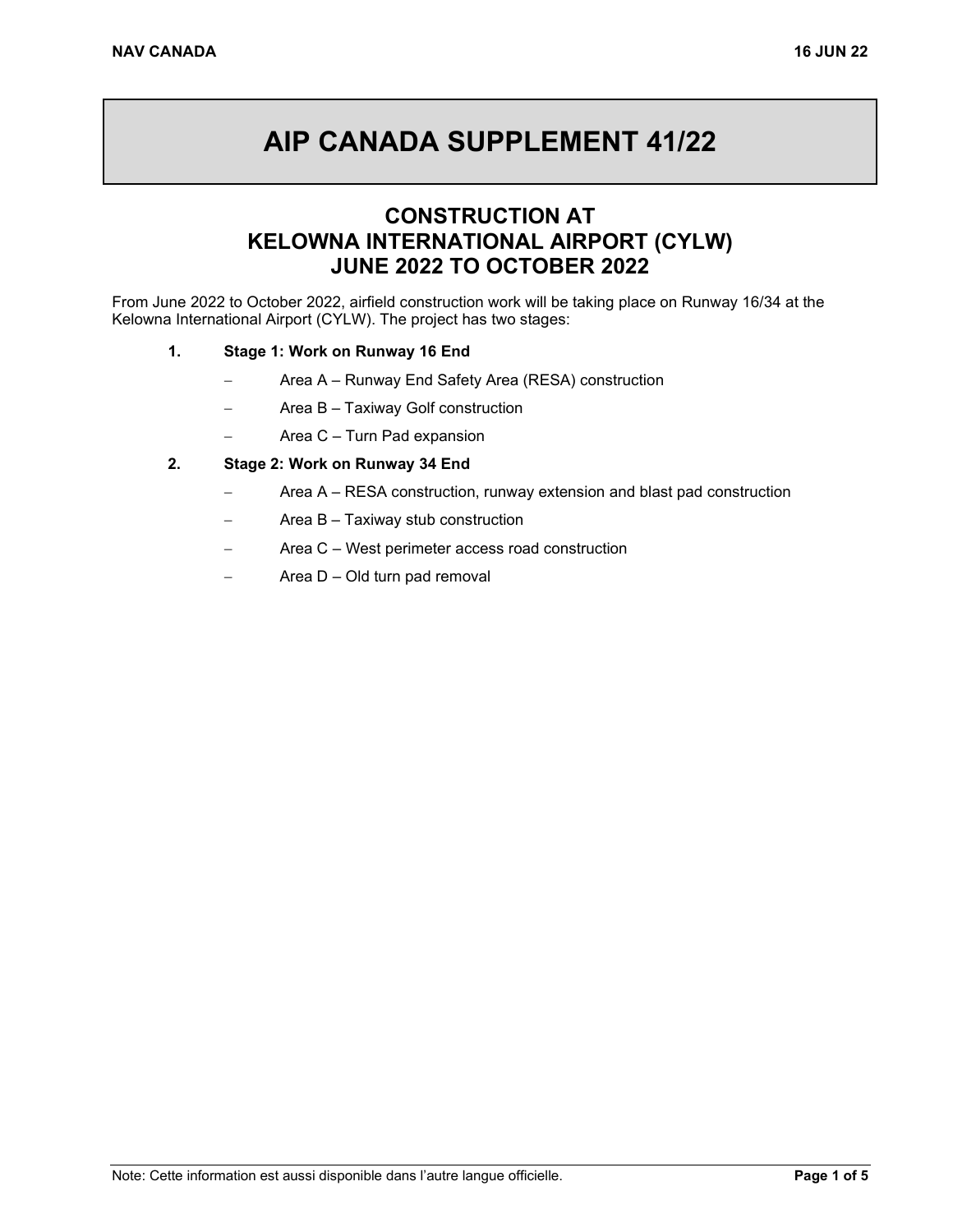# AIP CANADA SUPPLEMENT 41/22

## CONSTRUCTION AT KELOWNA INTERNATIONAL AIRPORT (CYLW) JUNE 2022 TO OCTOBER 2022

From June 2022 to October 2022, airfield construction work will be taking place on Runway 16/34 at the Kelowna International Airport (CYLW). The project has two stages:

1. **Stage 1: Work on Runway 16 End**
   - Area A – Runway End Safety Area (RESA) construction
   - Area B – Taxiway Golf construction
   - Area C – Turn Pad expansion
2. **Stage 2: Work on Runway 34 End**
   - Area A – RESA construction, runway extension and blast pad construction
   - Area B – Taxiway stub construction
   - Area C – West perimeter access road construction
   - Area D – Old turn pad removal

Note: Cette information est aussi disponible dans l'autre langue officielle.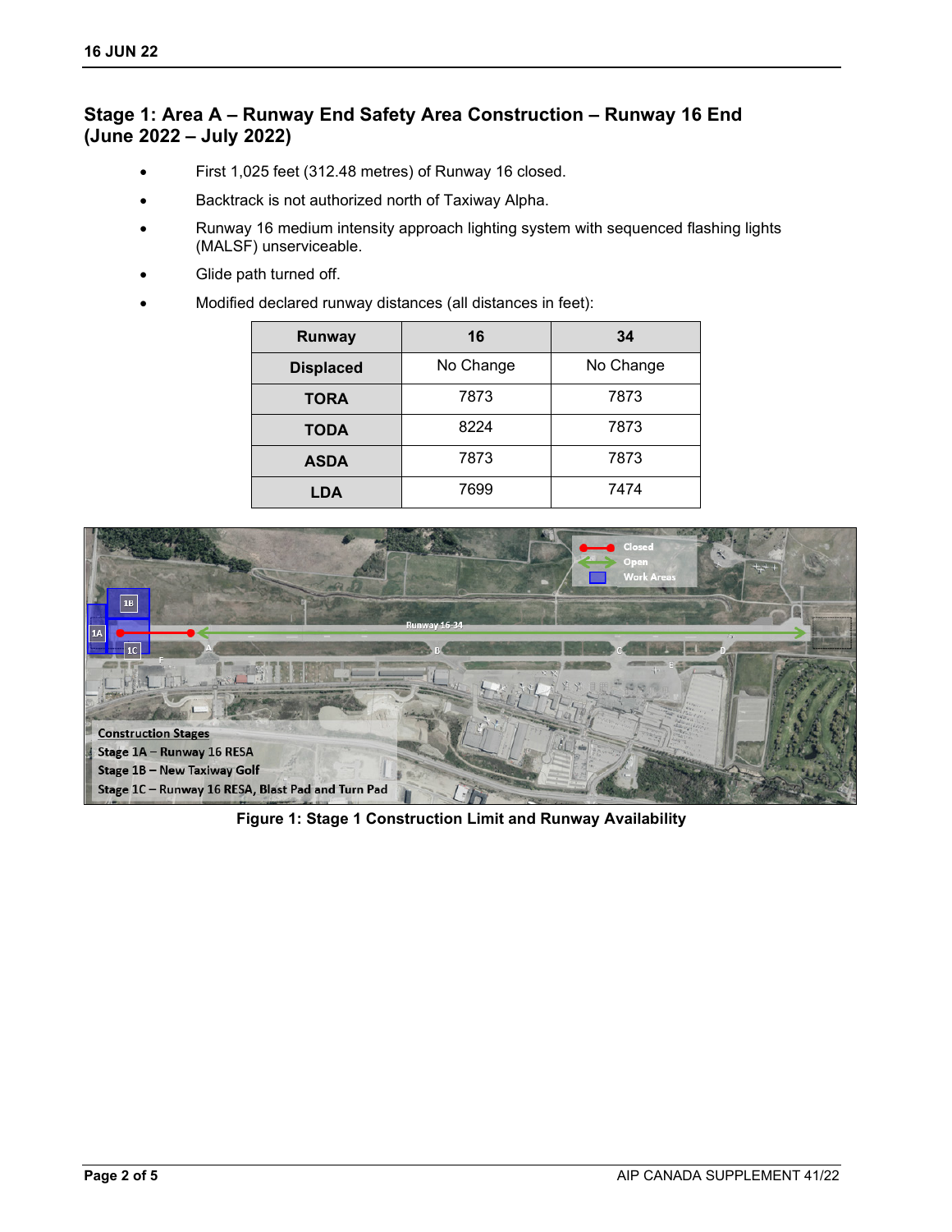## Stage 1: Area A – Runway End Safety Area Construction – Runway 16 End (June 2022 – July 2022)

- First 1,025 feet (312.48 metres) of Runway 16 closed.
- Backtrack is not authorized north of Taxiway Alpha.
- Runway 16 medium intensity approach lighting system with sequenced flashing lights (MALSF) unserviceable.
- Glide path turned off.
- Modified declared runway distances (all distances in feet):

| Runway | 16 | 34 |
| --- | --- | --- |
| Displaced | No Change | No Change |
| TORA | 7873 | 7873 |
| TODA | 8224 | 7873 |
| ASDA | 7873 | 7873 |
| LDA | 7699 | 7474 |

Figure 1: Stage 1 Construction Limit and Runway Availability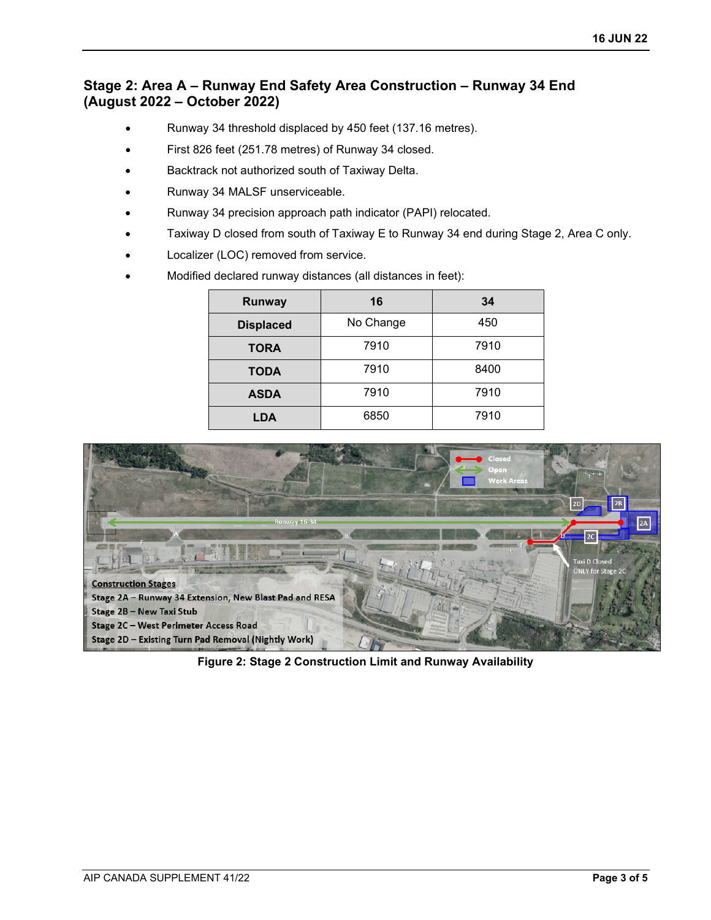## Stage 2: Area A – Runway End Safety Area Construction – Runway 34 End (August 2022 – October 2022)

- Runway 34 threshold displaced by 450 feet (137.16 metres).
- First 826 feet (251.78 metres) of Runway 34 closed.
- Backtrack not authorized south of Taxiway Delta.
- Runway 34 MALSF unserviceable.
- Runway 34 precision approach path indicator (PAPI) relocated.
- Taxiway D closed from south of Taxiway E to Runway 34 end during Stage 2, Area C only.
- Localizer (LOC) removed from service.
- Modified declared runway distances (all distances in feet):

| Runway | 16 | 34 |
|---|---|---|
| Displaced | No Change | 450 |
| TORA | 7910 | 7910 |
| TODA | 7910 | 8400 |
| ASDA | 7910 | 7910 |
| LDA | 6850 | 7910 |

Closed
Open
Work Areas

Runway 16-34

2A
2B
2C
2D

Taxi D Closed ONLY for Stage 2C

Construction Stages
Stage 2A – Runway 34 Extension, New Blast Pad and RESA
Stage 2B – New Taxi Stub
Stage 2C – West Perimeter Access Road
Stage 2D – Existing Turn Pad Removal (Nightly Work)

**Figure 2: Stage 2 Construction Limit and Runway Availability**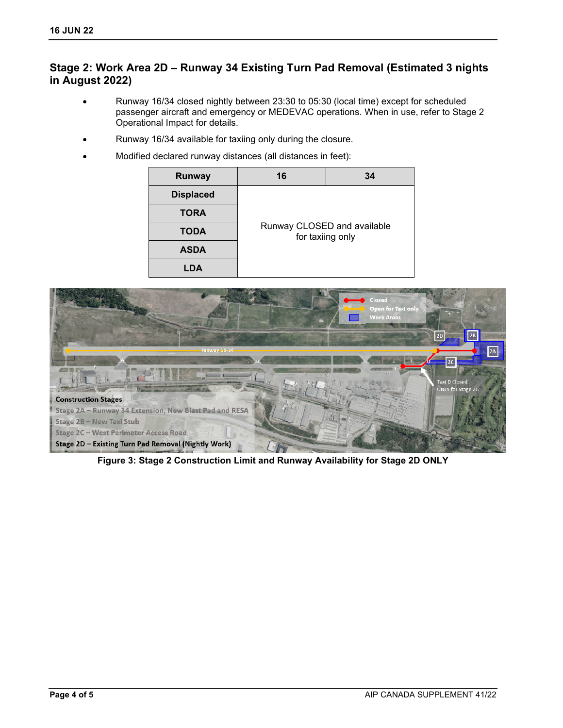## Stage 2: Work Area 2D – Runway 34 Existing Turn Pad Removal (Estimated 3 nights in August 2022)

- Runway 16/34 closed nightly between 23:30 to 05:30 (local time) except for scheduled passenger aircraft and emergency or MEDEVAC operations. When in use, refer to Stage 2 Operational Impact for details.
- Runway 16/34 available for taxiing only during the closure.
- Modified declared runway distances (all distances in feet):

| Runway | 16 | 34 |
|---|---|---|
| Displaced | Runway CLOSED and available for taxiing only | |
| TORA | | |
| TODA | | |
| ASDA | | |
| LDA | | |

Figure 3: Stage 2 Construction Limit and Runway Availability for Stage 2D ONLY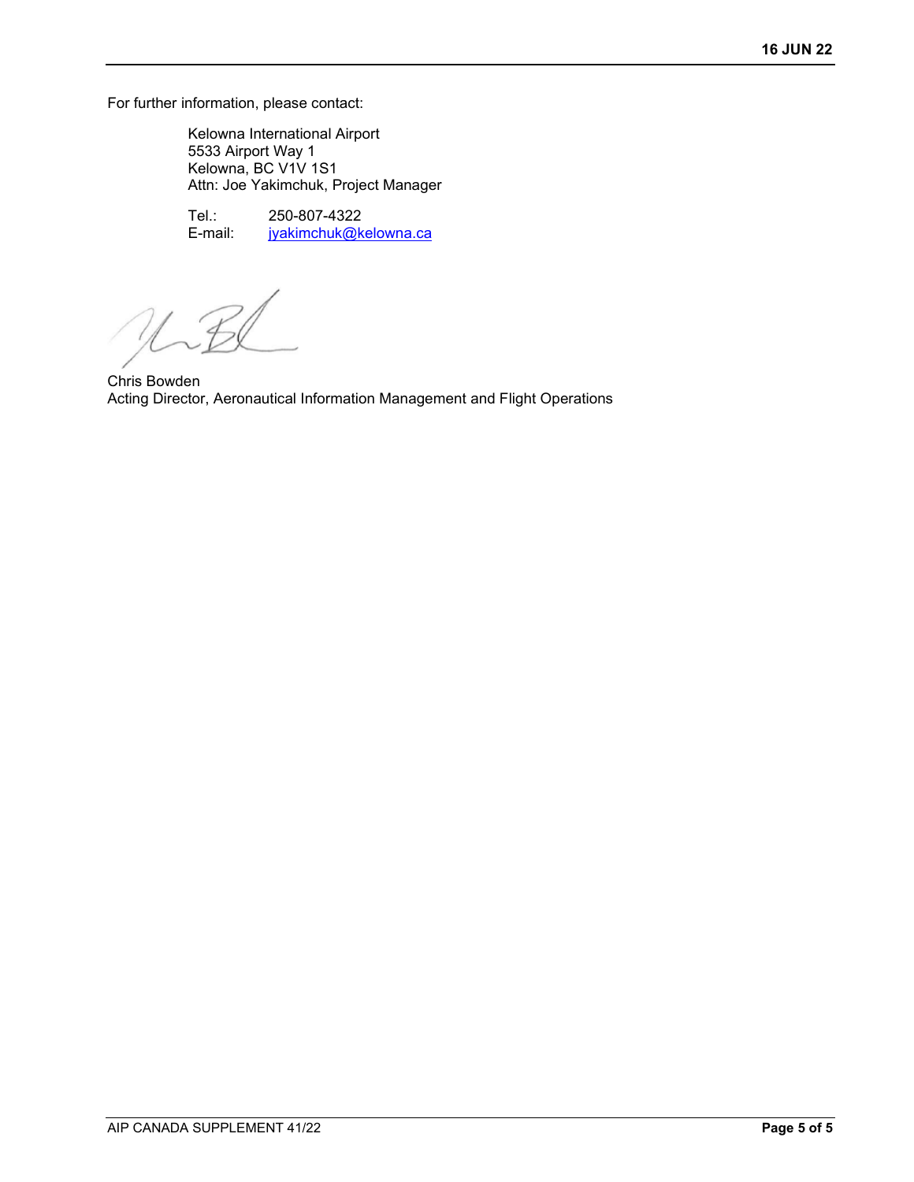For further information, please contact:

Kelowna International Airport
5533 Airport Way 1
Kelowna, BC V1V 1S1
Attn: Joe Yakimchuk, Project Manager

Tel.: 250-807-4322
E-mail: jyakimchuk@kelowna.ca

Chris Bowden
Acting Director, Aeronautical Information Management and Flight Operations